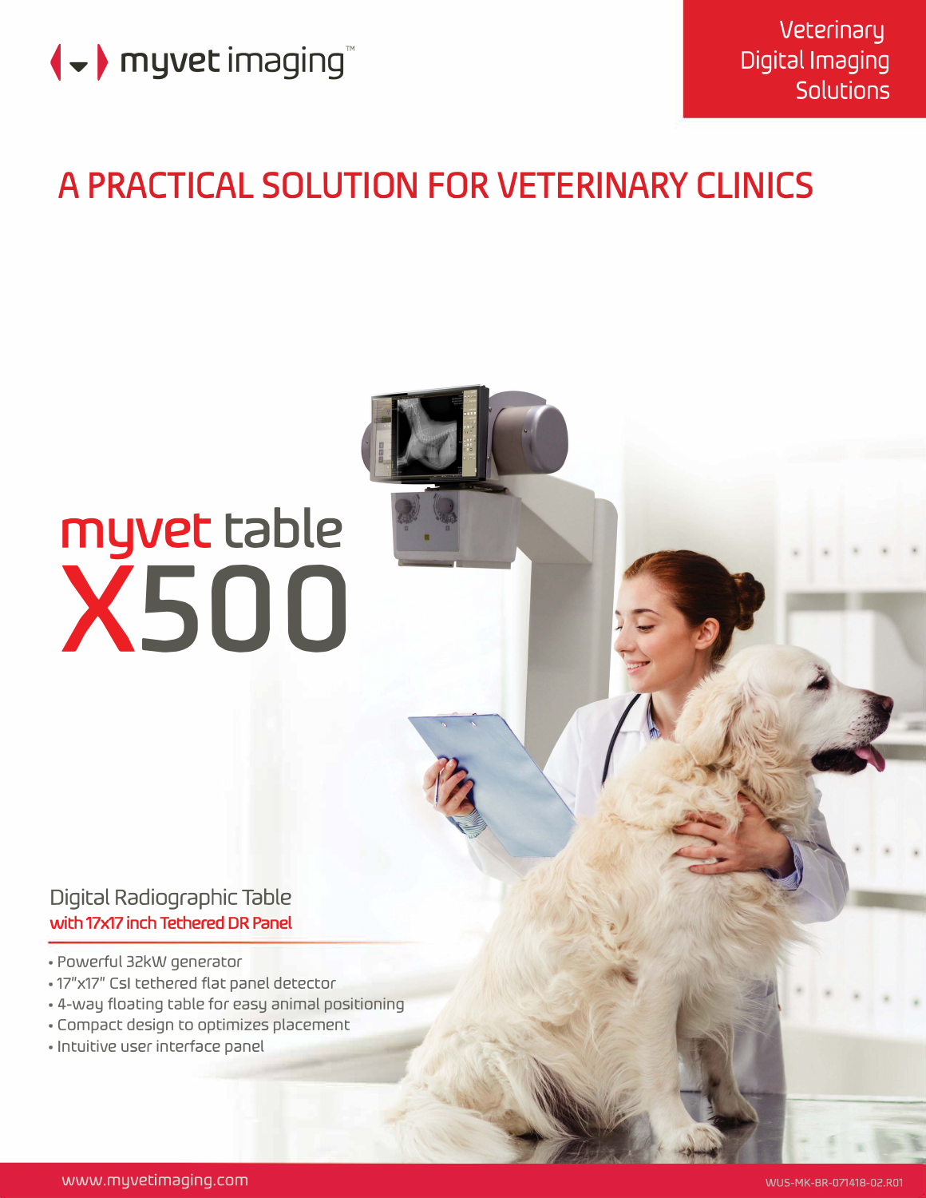myvet imaging™

Veterinary Digital Imaging Solutions

# A PRACTICAL SOLUTION FOR VETERINARY CLINICS

## myvet table X500

### Digital Radiographic Table

**with 17x17 inch Tethered DR Panel**

- Powerful 32kW generator
- 17"x17" CsI tethered flat panel detector
- 4-way floating table for easy animal positioning
- Compact design to optimizes placement
- Intuitive user interface panel

www.myvetimaging.com

WUS-MK-BR-071418-02.R01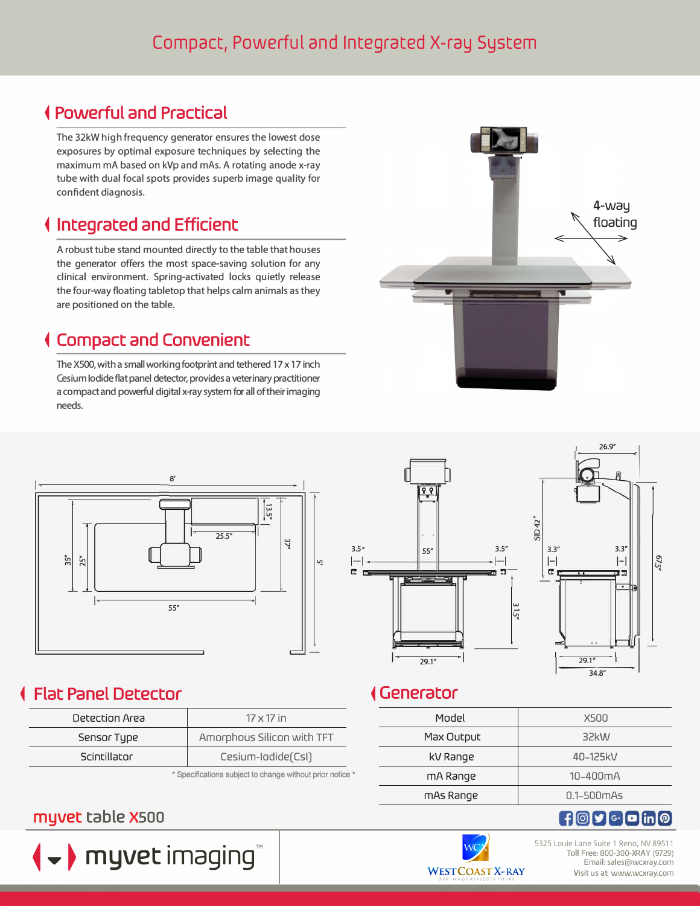# Compact, Powerful and Integrated X-ray System

## Powerful and Practical

The 32kW high frequency generator ensures the lowest dose exposures by optimal exposure techniques by selecting the maximum mA based on kVp and mAs. A rotating anode x-ray tube with dual focal spots provides superb image quality for confident diagnosis.

## Integrated and Efficient

A robust tube stand mounted directly to the table that houses the generator offers the most space-saving solution for any clinical environment. Spring-activated locks quietly release the four-way floating tabletop that helps calm animals as they are positioned on the table.

## Compact and Convenient

The X500, with a small working footprint and tethered 17 x 17 inch Cesium Iodide flat panel detector, provides a veterinary practitioner a compact and powerful digital x-ray system for all of their imaging needs.

4-way floating

8'
13.5"
25.5"
37"
35"
25"
5'
55"
3.5"
55"
3.5"
31.5"
29.1"
26.9"
SID 42"
3.3"
3.3"
67.5"
29.1"
34.8"

## Flat Panel Detector

| | |
|---|---|
| Detection Area | 17 x 17 in |
| Sensor Type | Amorphous Silicon with TFT |
| Scintillator | Cesium-Iodide(CsI) |

\* Specifications subject to change without prior notice \*

## Generator

| | |
|---|---|
| Model | X500 |
| Max Output | 32kW |
| kV Range | 40~125kV |
| mA Range | 10~400mA |
| mAs Range | 0.1~500mAs |

myvet table X500

myvet imaging™

WEST COAST X-RAY

5325 Louie Lane Suite 1 Reno, NV 89511
Toll Free: 800-300-XRAY (9729)
Email: sales@wcxray.com
Visit us at: www.wcxray.com